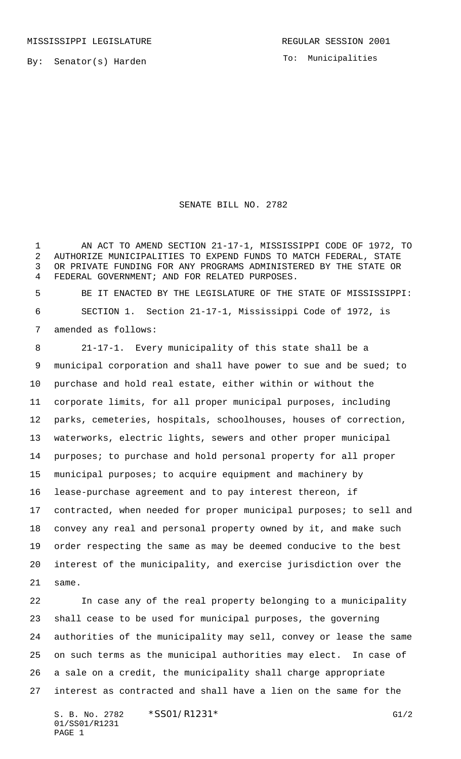MISSISSIPPI LEGISLATURE REGULAR SESSION 2001

By: Senator(s) Harden

To: Municipalities

# SENATE BILL NO. 2782

AN ACT TO AMEND SECTION 21-17-1, MISSISSIPPI CODE OF 1972, TO AUTHORIZE MUNICIPALITIES TO EXPEND FUNDS TO MATCH FEDERAL, STATE OR PRIVATE FUNDING FOR ANY PROGRAMS ADMINISTERED BY THE STATE OR FEDERAL GOVERNMENT; AND FOR RELATED PURPOSES.

BE IT ENACTED BY THE LEGISLATURE OF THE STATE OF MISSISSIPPI:

SECTION 1. Section 21-17-1, Mississippi Code of 1972, is amended as follows:

21-17-1. Every municipality of this state shall be a municipal corporation and shall have power to sue and be sued; to purchase and hold real estate, either within or without the corporate limits, for all proper municipal purposes, including parks, cemeteries, hospitals, schoolhouses, houses of correction, waterworks, electric lights, sewers and other proper municipal purposes; to purchase and hold personal property for all proper municipal purposes; to acquire equipment and machinery by lease-purchase agreement and to pay interest thereon, if contracted, when needed for proper municipal purposes; to sell and convey any real and personal property owned by it, and make such order respecting the same as may be deemed conducive to the best interest of the municipality, and exercise jurisdiction over the same.

In case any of the real property belonging to a municipality shall cease to be used for municipal purposes, the governing authorities of the municipality may sell, convey or lease the same on such terms as the municipal authorities may elect. In case of a sale on a credit, the municipality shall charge appropriate interest as contracted and shall have a lien on the same for the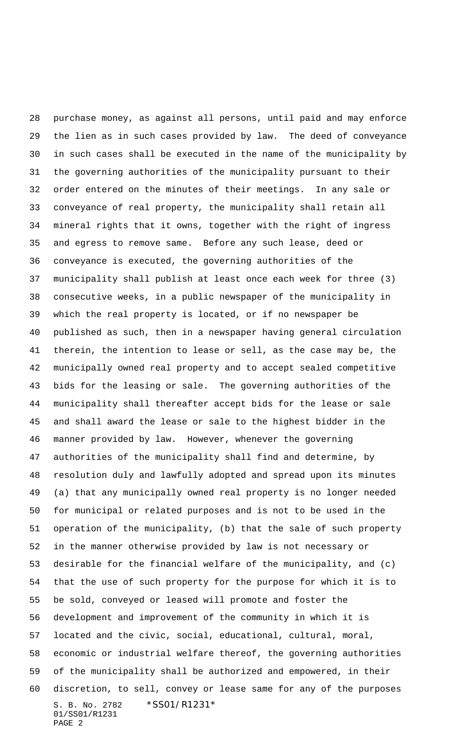purchase money, as against all persons, until paid and may enforce the lien as in such cases provided by law. The deed of conveyance in such cases shall be executed in the name of the municipality by the governing authorities of the municipality pursuant to their order entered on the minutes of their meetings. In any sale or conveyance of real property, the municipality shall retain all mineral rights that it owns, together with the right of ingress and egress to remove same. Before any such lease, deed or conveyance is executed, the governing authorities of the municipality shall publish at least once each week for three (3) consecutive weeks, in a public newspaper of the municipality in which the real property is located, or if no newspaper be published as such, then in a newspaper having general circulation therein, the intention to lease or sell, as the case may be, the municipally owned real property and to accept sealed competitive bids for the leasing or sale. The governing authorities of the municipality shall thereafter accept bids for the lease or sale and shall award the lease or sale to the highest bidder in the manner provided by law. However, whenever the governing authorities of the municipality shall find and determine, by resolution duly and lawfully adopted and spread upon its minutes (a) that any municipally owned real property is no longer needed for municipal or related purposes and is not to be used in the operation of the municipality, (b) that the sale of such property in the manner otherwise provided by law is not necessary or desirable for the financial welfare of the municipality, and (c) that the use of such property for the purpose for which it is to be sold, conveyed or leased will promote and foster the development and improvement of the community in which it is located and the civic, social, educational, cultural, moral, economic or industrial welfare thereof, the governing authorities of the municipality shall be authorized and empowered, in their discretion, to sell, convey or lease same for any of the purposes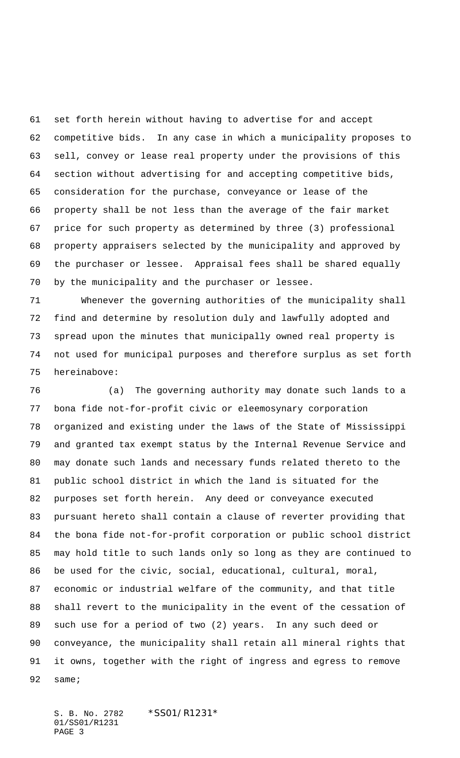set forth herein without having to advertise for and accept competitive bids. In any case in which a municipality proposes to sell, convey or lease real property under the provisions of this section without advertising for and accepting competitive bids, consideration for the purchase, conveyance or lease of the property shall be not less than the average of the fair market price for such property as determined by three (3) professional property appraisers selected by the municipality and approved by the purchaser or lessee. Appraisal fees shall be shared equally by the municipality and the purchaser or lessee.

Whenever the governing authorities of the municipality shall find and determine by resolution duly and lawfully adopted and spread upon the minutes that municipally owned real property is not used for municipal purposes and therefore surplus as set forth hereinabove:

(a) The governing authority may donate such lands to a bona fide not-for-profit civic or eleemosynary corporation organized and existing under the laws of the State of Mississippi and granted tax exempt status by the Internal Revenue Service and may donate such lands and necessary funds related thereto to the public school district in which the land is situated for the purposes set forth herein. Any deed or conveyance executed pursuant hereto shall contain a clause of reverter providing that the bona fide not-for-profit corporation or public school district may hold title to such lands only so long as they are continued to be used for the civic, social, educational, cultural, moral, economic or industrial welfare of the community, and that title shall revert to the municipality in the event of the cessation of such use for a period of two (2) years. In any such deed or conveyance, the municipality shall retain all mineral rights that it owns, together with the right of ingress and egress to remove same;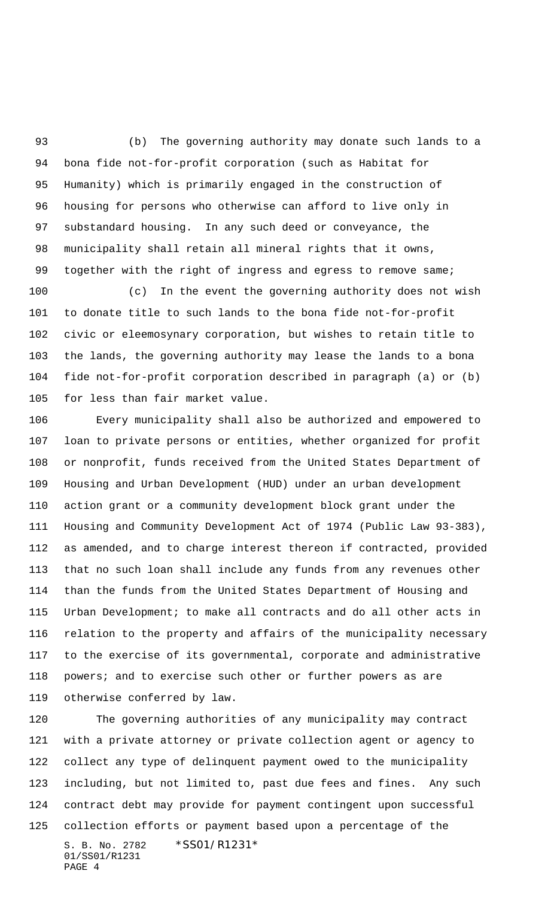(b) The governing authority may donate such lands to a bona fide not-for-profit corporation (such as Habitat for Humanity) which is primarily engaged in the construction of housing for persons who otherwise can afford to live only in substandard housing. In any such deed or conveyance, the municipality shall retain all mineral rights that it owns, together with the right of ingress and egress to remove same;

(c) In the event the governing authority does not wish to donate title to such lands to the bona fide not-for-profit civic or eleemosynary corporation, but wishes to retain title to the lands, the governing authority may lease the lands to a bona fide not-for-profit corporation described in paragraph (a) or (b) for less than fair market value.

Every municipality shall also be authorized and empowered to loan to private persons or entities, whether organized for profit or nonprofit, funds received from the United States Department of Housing and Urban Development (HUD) under an urban development action grant or a community development block grant under the Housing and Community Development Act of 1974 (Public Law 93-383), as amended, and to charge interest thereon if contracted, provided that no such loan shall include any funds from any revenues other than the funds from the United States Department of Housing and Urban Development; to make all contracts and do all other acts in relation to the property and affairs of the municipality necessary to the exercise of its governmental, corporate and administrative powers; and to exercise such other or further powers as are otherwise conferred by law.

The governing authorities of any municipality may contract with a private attorney or private collection agent or agency to collect any type of delinquent payment owed to the municipality including, but not limited to, past due fees and fines. Any such contract debt may provide for payment contingent upon successful collection efforts or payment based upon a percentage of the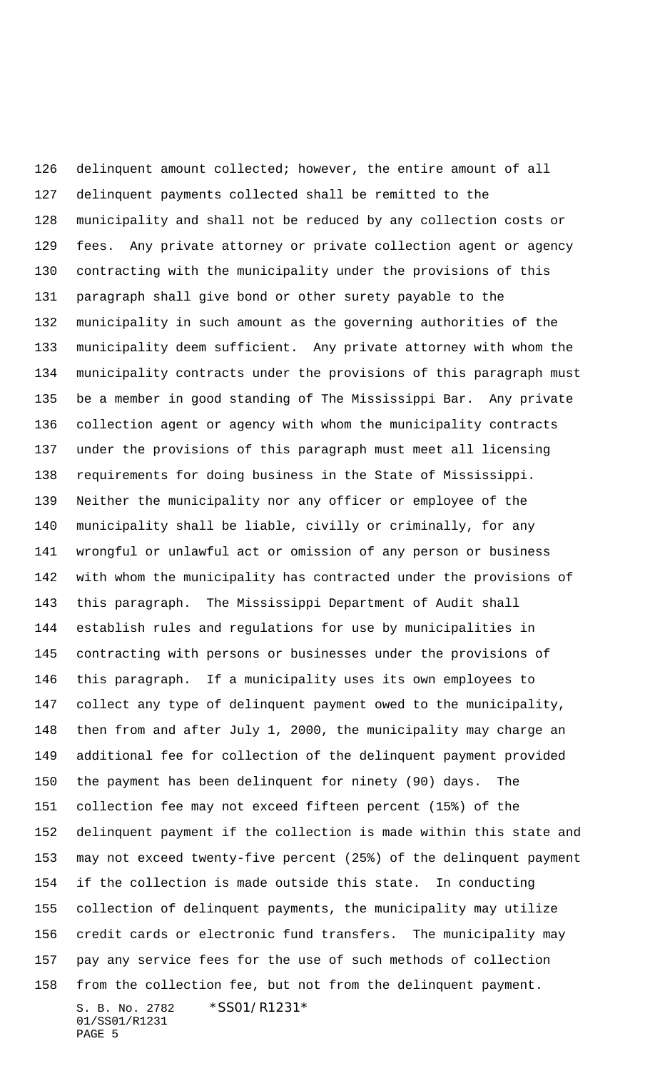delinquent amount collected; however, the entire amount of all delinquent payments collected shall be remitted to the municipality and shall not be reduced by any collection costs or fees. Any private attorney or private collection agent or agency contracting with the municipality under the provisions of this paragraph shall give bond or other surety payable to the municipality in such amount as the governing authorities of the municipality deem sufficient. Any private attorney with whom the municipality contracts under the provisions of this paragraph must be a member in good standing of The Mississippi Bar. Any private collection agent or agency with whom the municipality contracts under the provisions of this paragraph must meet all licensing requirements for doing business in the State of Mississippi. Neither the municipality nor any officer or employee of the municipality shall be liable, civilly or criminally, for any wrongful or unlawful act or omission of any person or business with whom the municipality has contracted under the provisions of this paragraph. The Mississippi Department of Audit shall establish rules and regulations for use by municipalities in contracting with persons or businesses under the provisions of this paragraph. If a municipality uses its own employees to collect any type of delinquent payment owed to the municipality, then from and after July 1, 2000, the municipality may charge an additional fee for collection of the delinquent payment provided the payment has been delinquent for ninety (90) days. The collection fee may not exceed fifteen percent (15%) of the delinquent payment if the collection is made within this state and may not exceed twenty-five percent (25%) of the delinquent payment if the collection is made outside this state. In conducting collection of delinquent payments, the municipality may utilize credit cards or electronic fund transfers. The municipality may pay any service fees for the use of such methods of collection from the collection fee, but not from the delinquent payment.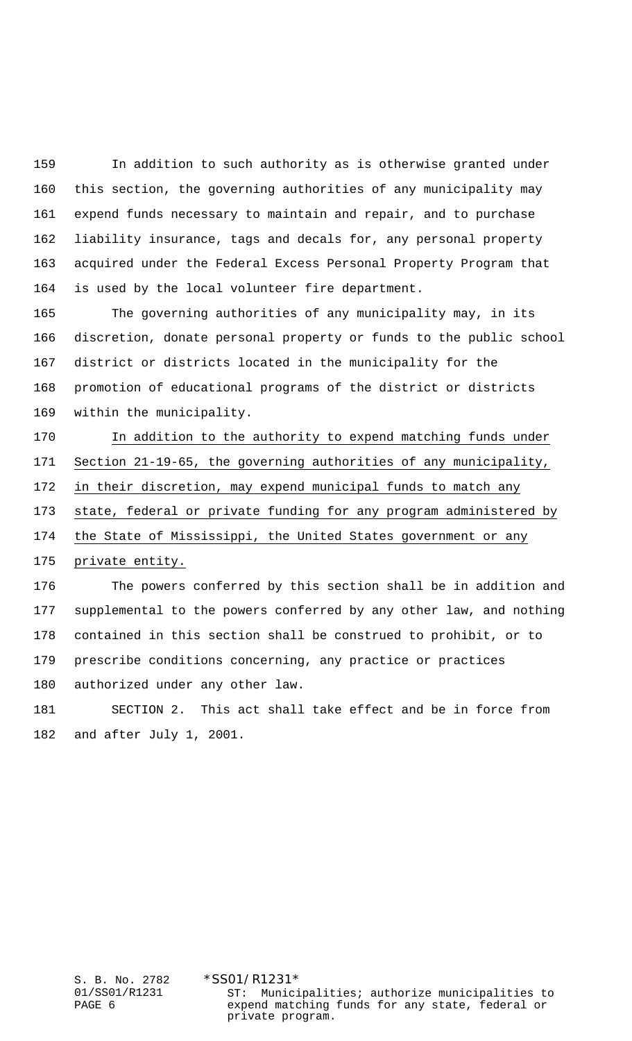In addition to such authority as is otherwise granted under this section, the governing authorities of any municipality may expend funds necessary to maintain and repair, and to purchase liability insurance, tags and decals for, any personal property acquired under the Federal Excess Personal Property Program that is used by the local volunteer fire department.

The governing authorities of any municipality may, in its discretion, donate personal property or funds to the public school district or districts located in the municipality for the promotion of educational programs of the district or districts within the municipality.

<u>In addition to the authority to expend matching funds under Section 21-19-65, the governing authorities of any municipality, in their discretion, may expend municipal funds to match any state, federal or private funding for any program administered by the State of Mississippi, the United States government or any private entity.</u>

The powers conferred by this section shall be in addition and supplemental to the powers conferred by any other law, and nothing contained in this section shall be construed to prohibit, or to prescribe conditions concerning, any practice or practices authorized under any other law.

SECTION 2. This act shall take effect and be in force from and after July 1, 2001.